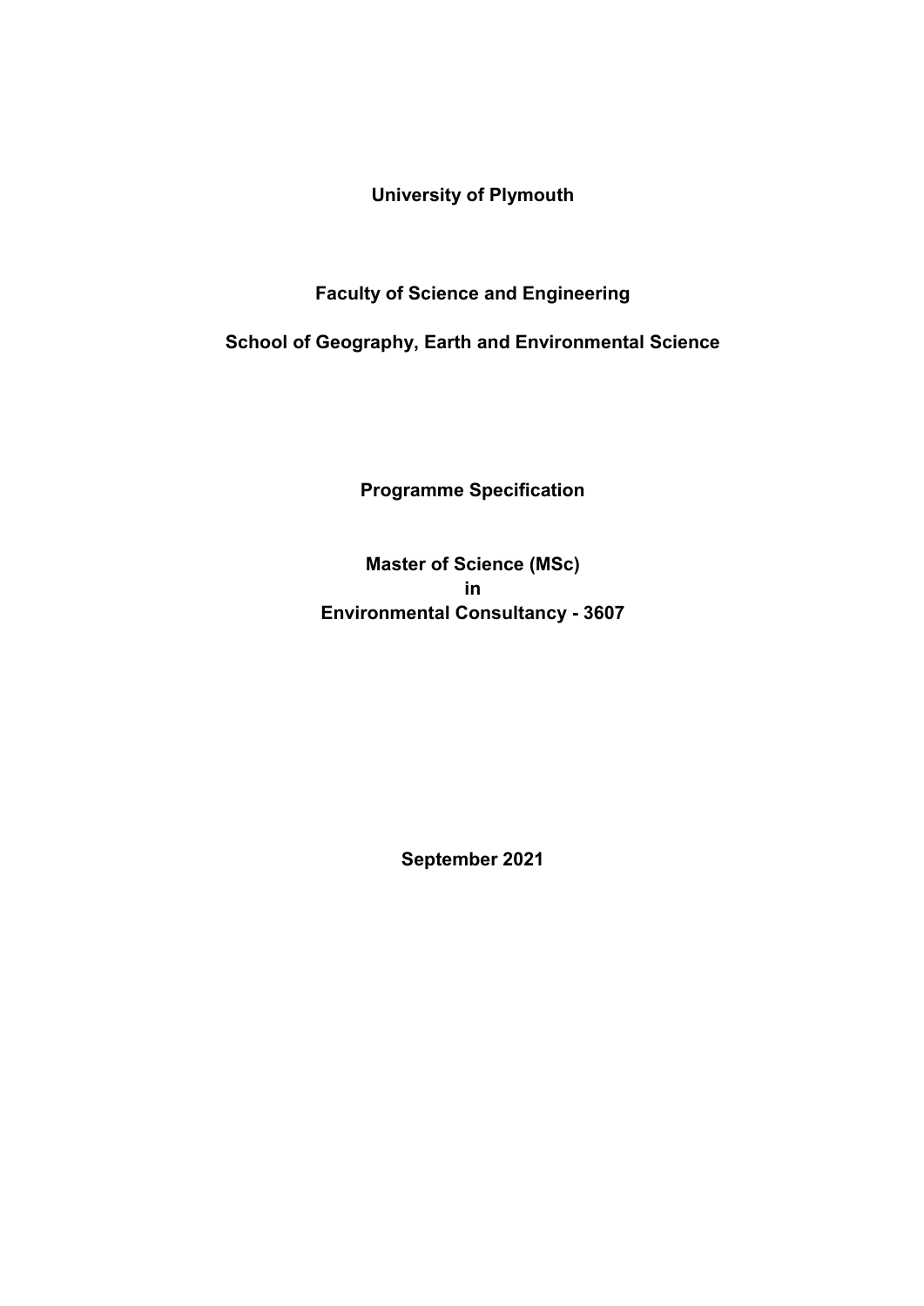**University of Plymouth**

**Faculty of Science and Engineering**

**School of Geography, Earth and Environmental Science**

# Programme Specification

**Master of Science (MSc)**
**in**
**Environmental Consultancy - 3607**

**September 2021**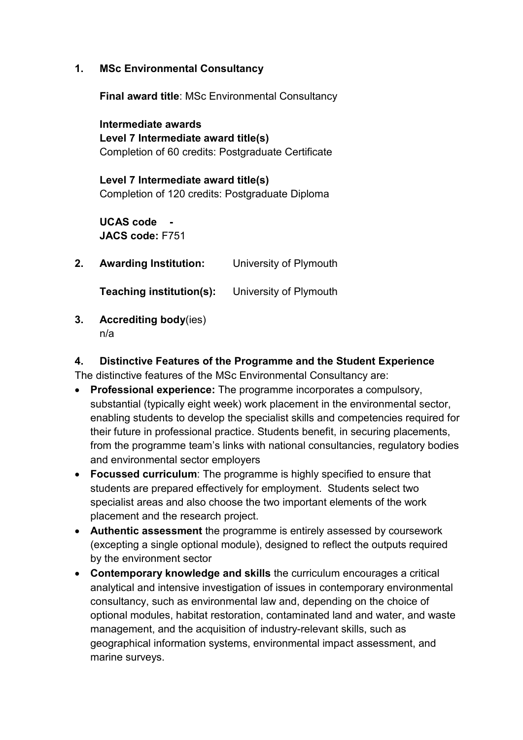## 1. MSc Environmental Consultancy

**Final award title**: MSc Environmental Consultancy

**Intermediate awards**
**Level 7 Intermediate award title(s)**
Completion of 60 credits: Postgraduate Certificate

**Level 7 Intermediate award title(s)**
Completion of 120 credits: Postgraduate Diploma

**UCAS code -**
**JACS code:** F751

## 2. Awarding Institution: University of Plymouth

**Teaching institution(s):** University of Plymouth

## 3. Accrediting body(ies)

n/a

## 4. Distinctive Features of the Programme and the Student Experience

The distinctive features of the MSc Environmental Consultancy are:

- **Professional experience:** The programme incorporates a compulsory, substantial (typically eight week) work placement in the environmental sector, enabling students to develop the specialist skills and competencies required for their future in professional practice. Students benefit, in securing placements, from the programme team's links with national consultancies, regulatory bodies and environmental sector employers
- **Focussed curriculum**: The programme is highly specified to ensure that students are prepared effectively for employment. Students select two specialist areas and also choose the two important elements of the work placement and the research project.
- **Authentic assessment** the programme is entirely assessed by coursework (excepting a single optional module), designed to reflect the outputs required by the environment sector
- **Contemporary knowledge and skills** the curriculum encourages a critical analytical and intensive investigation of issues in contemporary environmental consultancy, such as environmental law and, depending on the choice of optional modules, habitat restoration, contaminated land and water, and waste management, and the acquisition of industry-relevant skills, such as geographical information systems, environmental impact assessment, and marine surveys.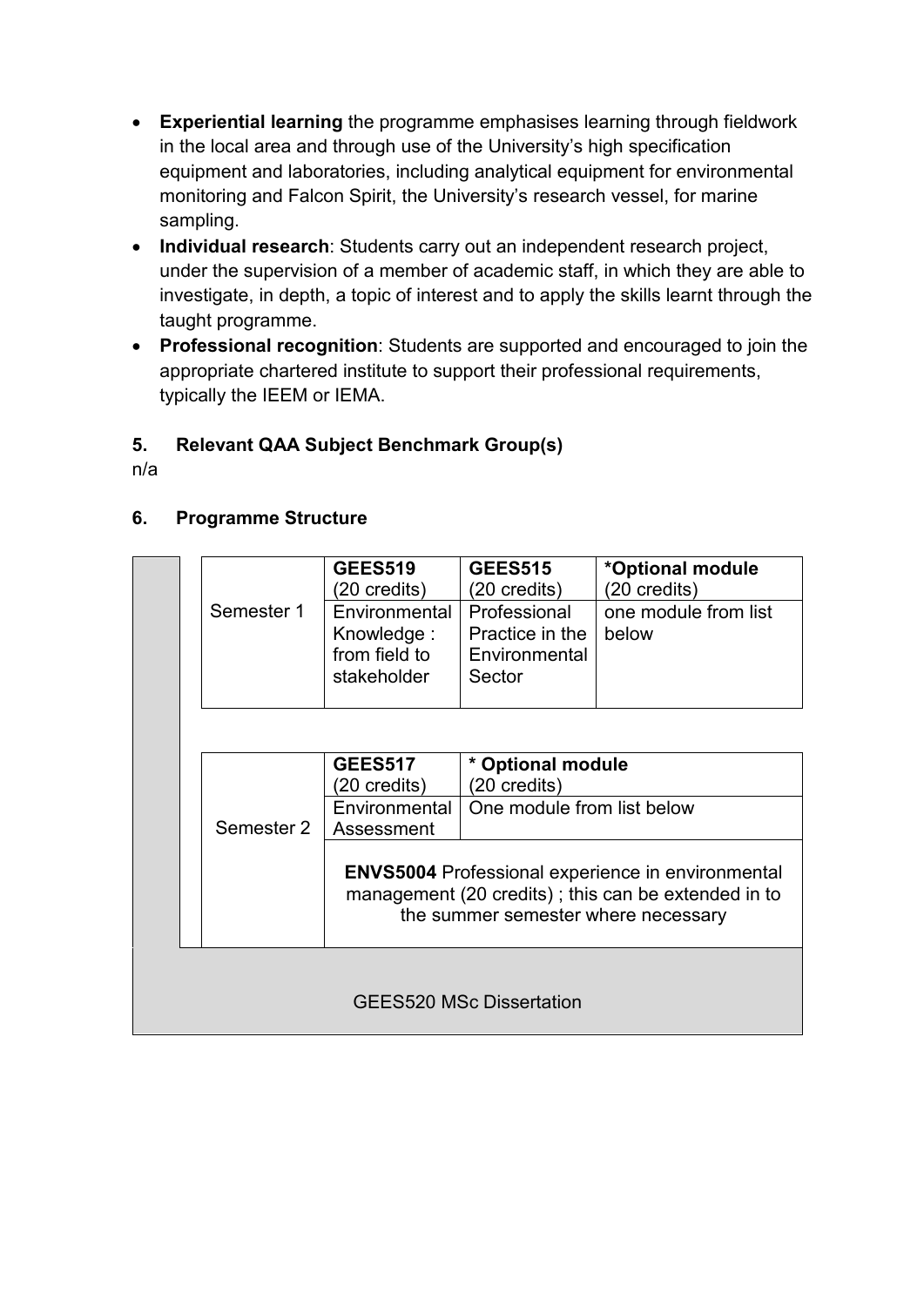- **Experiential learning** the programme emphasises learning through fieldwork in the local area and through use of the University's high specification equipment and laboratories, including analytical equipment for environmental monitoring and Falcon Spirit, the University's research vessel, for marine sampling.
- **Individual research**: Students carry out an independent research project, under the supervision of a member of academic staff, in which they are able to investigate, in depth, a topic of interest and to apply the skills learnt through the taught programme.
- **Professional recognition**: Students are supported and encouraged to join the appropriate chartered institute to support their professional requirements, typically the IEEM or IEMA.

## 5. Relevant QAA Subject Benchmark Group(s)

n/a

## 6. Programme Structure

| Semester 1 | **GEES519** (20 credits) | **GEES515** (20 credits) | ***Optional module** (20 credits) |
|---|---|---|---|
| | Environmental Knowledge : from field to stakeholder | Professional Practice in the Environmental Sector | one module from list below |

| Semester 2 | **GEES517** (20 credits) | *** Optional module** (20 credits) |
|---|---|---|
| | Environmental Assessment | One module from list below |
| | **ENVS5004** Professional experience in environmental management (20 credits) ; this can be extended in to the summer semester where necessary | |

GEES520 MSc Dissertation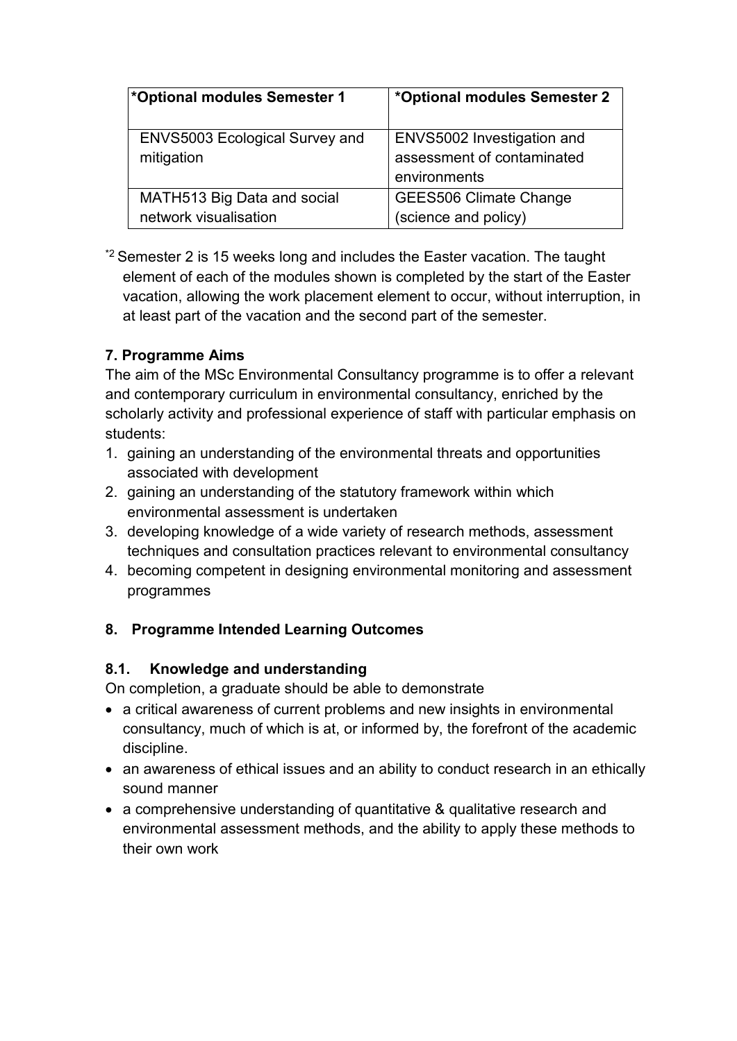| *Optional modules Semester 1 | *Optional modules Semester 2 |
| --- | --- |
| ENVS5003 Ecological Survey and mitigation | ENVS5002 Investigation and assessment of contaminated environments |
| MATH513 Big Data and social network visualisation | GEES506 Climate Change (science and policy) |

*2 Semester 2 is 15 weeks long and includes the Easter vacation. The taught element of each of the modules shown is completed by the start of the Easter vacation, allowing the work placement element to occur, without interruption, in at least part of the vacation and the second part of the semester.

### 7. Programme Aims

The aim of the MSc Environmental Consultancy programme is to offer a relevant and contemporary curriculum in environmental consultancy, enriched by the scholarly activity and professional experience of staff with particular emphasis on students:

1. gaining an understanding of the environmental threats and opportunities associated with development
2. gaining an understanding of the statutory framework within which environmental assessment is undertaken
3. developing knowledge of a wide variety of research methods, assessment techniques and consultation practices relevant to environmental consultancy
4. becoming competent in designing environmental monitoring and assessment programmes

### 8. Programme Intended Learning Outcomes

#### 8.1. Knowledge and understanding

On completion, a graduate should be able to demonstrate

- a critical awareness of current problems and new insights in environmental consultancy, much of which is at, or informed by, the forefront of the academic discipline.
- an awareness of ethical issues and an ability to conduct research in an ethically sound manner
- a comprehensive understanding of quantitative & qualitative research and environmental assessment methods, and the ability to apply these methods to their own work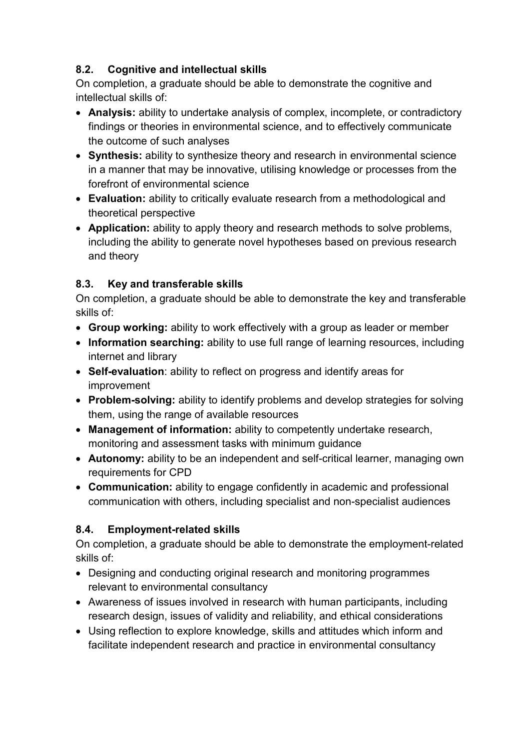### 8.2. Cognitive and intellectual skills

On completion, a graduate should be able to demonstrate the cognitive and intellectual skills of:

- **Analysis:** ability to undertake analysis of complex, incomplete, or contradictory findings or theories in environmental science, and to effectively communicate the outcome of such analyses
- **Synthesis:** ability to synthesize theory and research in environmental science in a manner that may be innovative, utilising knowledge or processes from the forefront of environmental science
- **Evaluation:** ability to critically evaluate research from a methodological and theoretical perspective
- **Application:** ability to apply theory and research methods to solve problems, including the ability to generate novel hypotheses based on previous research and theory

### 8.3. Key and transferable skills

On completion, a graduate should be able to demonstrate the key and transferable skills of:

- **Group working:** ability to work effectively with a group as leader or member
- **Information searching:** ability to use full range of learning resources, including internet and library
- **Self-evaluation**: ability to reflect on progress and identify areas for improvement
- **Problem-solving:** ability to identify problems and develop strategies for solving them, using the range of available resources
- **Management of information:** ability to competently undertake research, monitoring and assessment tasks with minimum guidance
- **Autonomy:** ability to be an independent and self-critical learner, managing own requirements for CPD
- **Communication:** ability to engage confidently in academic and professional communication with others, including specialist and non-specialist audiences

### 8.4. Employment-related skills

On completion, a graduate should be able to demonstrate the employment-related skills of:

- Designing and conducting original research and monitoring programmes relevant to environmental consultancy
- Awareness of issues involved in research with human participants, including research design, issues of validity and reliability, and ethical considerations
- Using reflection to explore knowledge, skills and attitudes which inform and facilitate independent research and practice in environmental consultancy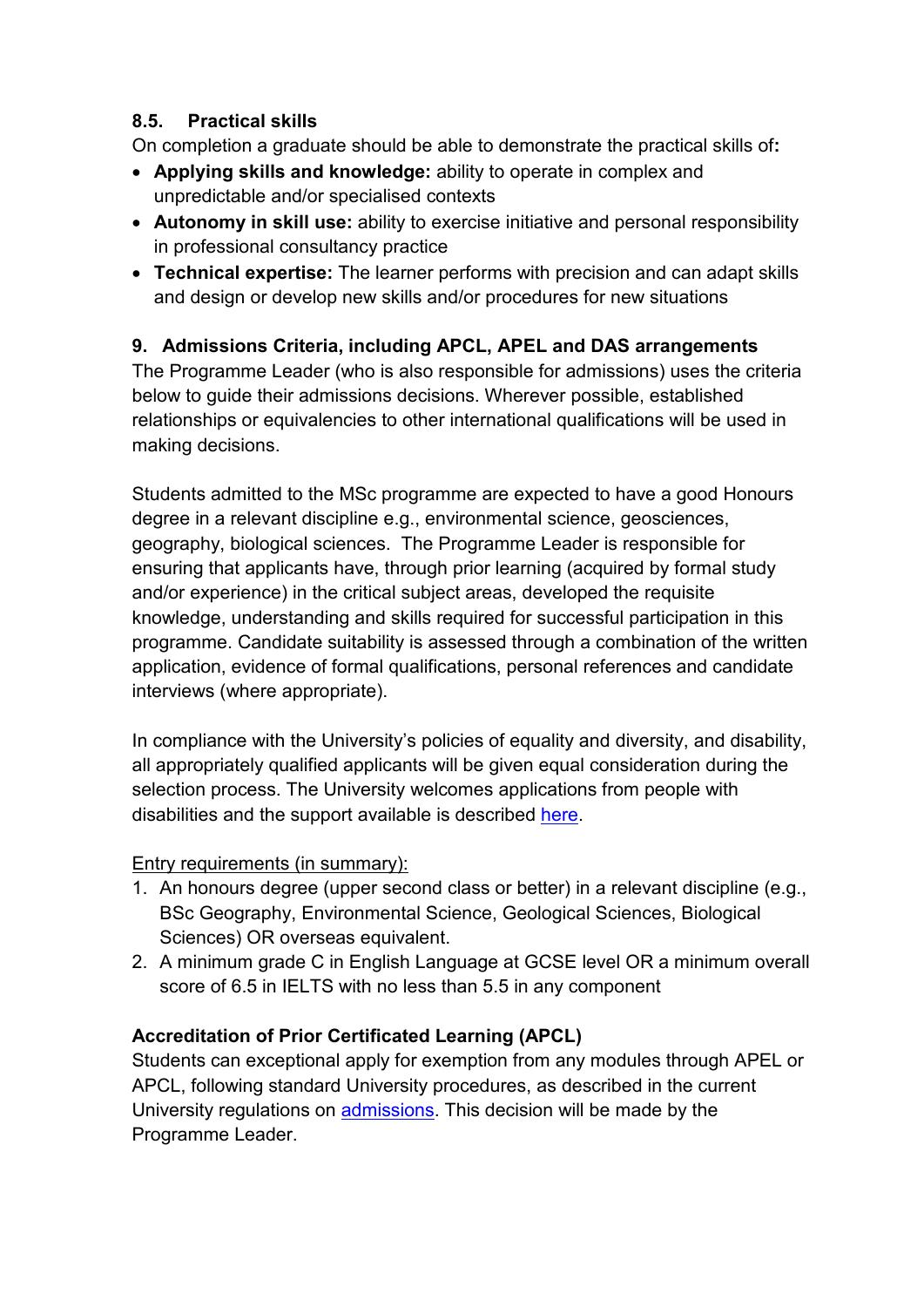### 8.5. Practical skills

On completion a graduate should be able to demonstrate the practical skills of**:**

- **Applying skills and knowledge:** ability to operate in complex and unpredictable and/or specialised contexts
- **Autonomy in skill use:** ability to exercise initiative and personal responsibility in professional consultancy practice
- **Technical expertise:** The learner performs with precision and can adapt skills and design or develop new skills and/or procedures for new situations

## 9. Admissions Criteria, including APCL, APEL and DAS arrangements

The Programme Leader (who is also responsible for admissions) uses the criteria below to guide their admissions decisions. Wherever possible, established relationships or equivalencies to other international qualifications will be used in making decisions.

Students admitted to the MSc programme are expected to have a good Honours degree in a relevant discipline e.g., environmental science, geosciences, geography, biological sciences. The Programme Leader is responsible for ensuring that applicants have, through prior learning (acquired by formal study and/or experience) in the critical subject areas, developed the requisite knowledge, understanding and skills required for successful participation in this programme. Candidate suitability is assessed through a combination of the written application, evidence of formal qualifications, personal references and candidate interviews (where appropriate).

In compliance with the University's policies of equality and diversity, and disability, all appropriately qualified applicants will be given equal consideration during the selection process. The University welcomes applications from people with disabilities and the support available is described here.

Entry requirements (in summary):

1. An honours degree (upper second class or better) in a relevant discipline (e.g., BSc Geography, Environmental Science, Geological Sciences, Biological Sciences) OR overseas equivalent.
2. A minimum grade C in English Language at GCSE level OR a minimum overall score of 6.5 in IELTS with no less than 5.5 in any component

### Accreditation of Prior Certificated Learning (APCL)

Students can exceptional apply for exemption from any modules through APEL or APCL, following standard University procedures, as described in the current University regulations on admissions. This decision will be made by the Programme Leader.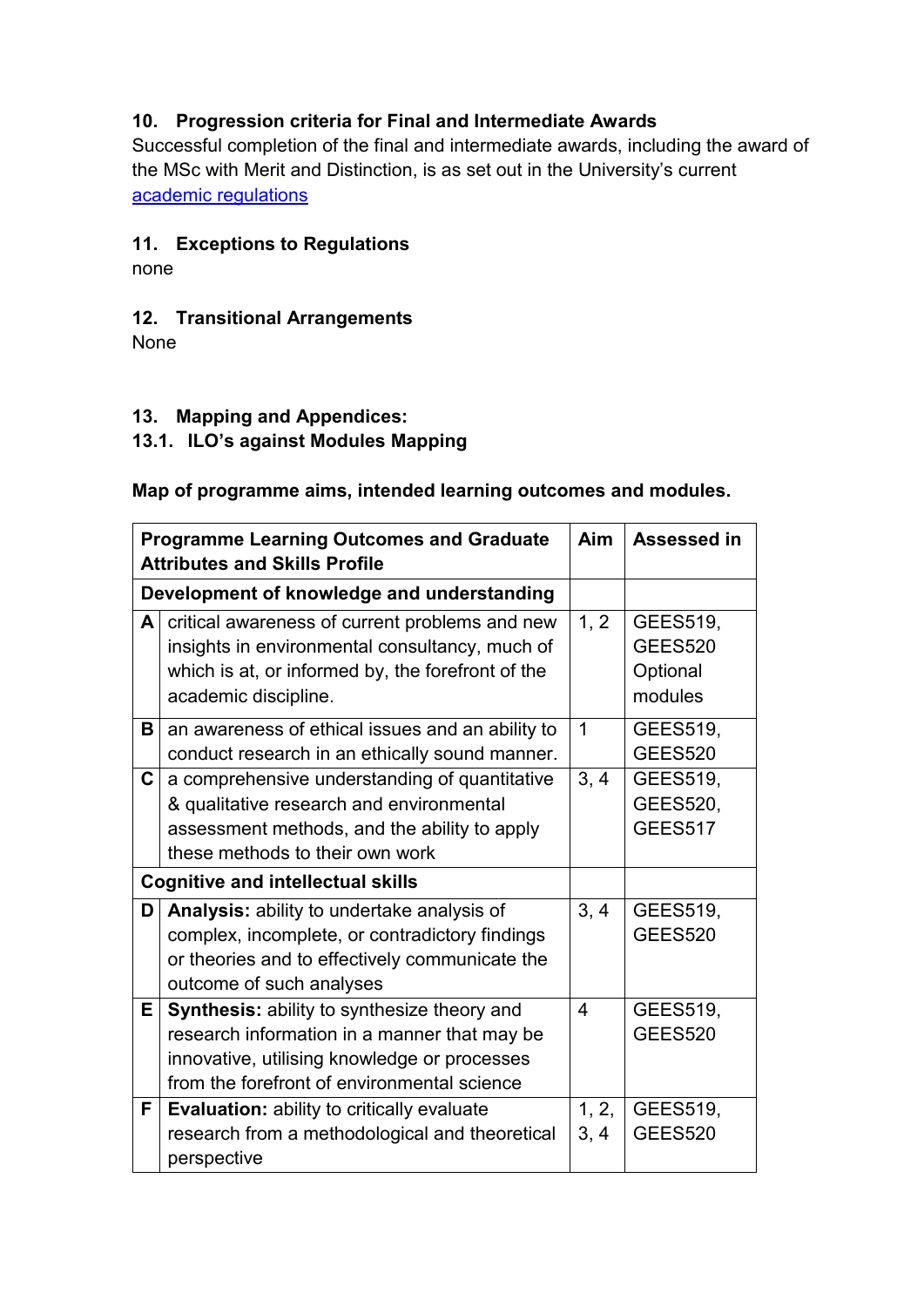### 10. Progression criteria for Final and Intermediate Awards

Successful completion of the final and intermediate awards, including the award of the MSc with Merit and Distinction, is as set out in the University's current [academic regulations]()

### 11. Exceptions to Regulations

none

### 12. Transitional Arrangements

None

### 13. Mapping and Appendices:

#### 13.1. ILO's against Modules Mapping

**Map of programme aims, intended learning outcomes and modules.**

| | Programme Learning Outcomes and Graduate Attributes and Skills Profile | Aim | Assessed in |
|---|---|---|---|
| **Development of knowledge and understanding** | | | |
| **A** | critical awareness of current problems and new insights in environmental consultancy, much of which is at, or informed by, the forefront of the academic discipline. | 1, 2 | GEES519, GEES520 Optional modules |
| **B** | an awareness of ethical issues and an ability to conduct research in an ethically sound manner. | 1 | GEES519, GEES520 |
| **C** | a comprehensive understanding of quantitative & qualitative research and environmental assessment methods, and the ability to apply these methods to their own work | 3, 4 | GEES519, GEES520, GEES517 |
| **Cognitive and intellectual skills** | | | |
| **D** | **Analysis:** ability to undertake analysis of complex, incomplete, or contradictory findings or theories and to effectively communicate the outcome of such analyses | 3, 4 | GEES519, GEES520 |
| **E** | **Synthesis:** ability to synthesize theory and research information in a manner that may be innovative, utilising knowledge or processes from the forefront of environmental science | 4 | GEES519, GEES520 |
| **F** | **Evaluation:** ability to critically evaluate research from a methodological and theoretical perspective | 1, 2, 3, 4 | GEES519, GEES520 |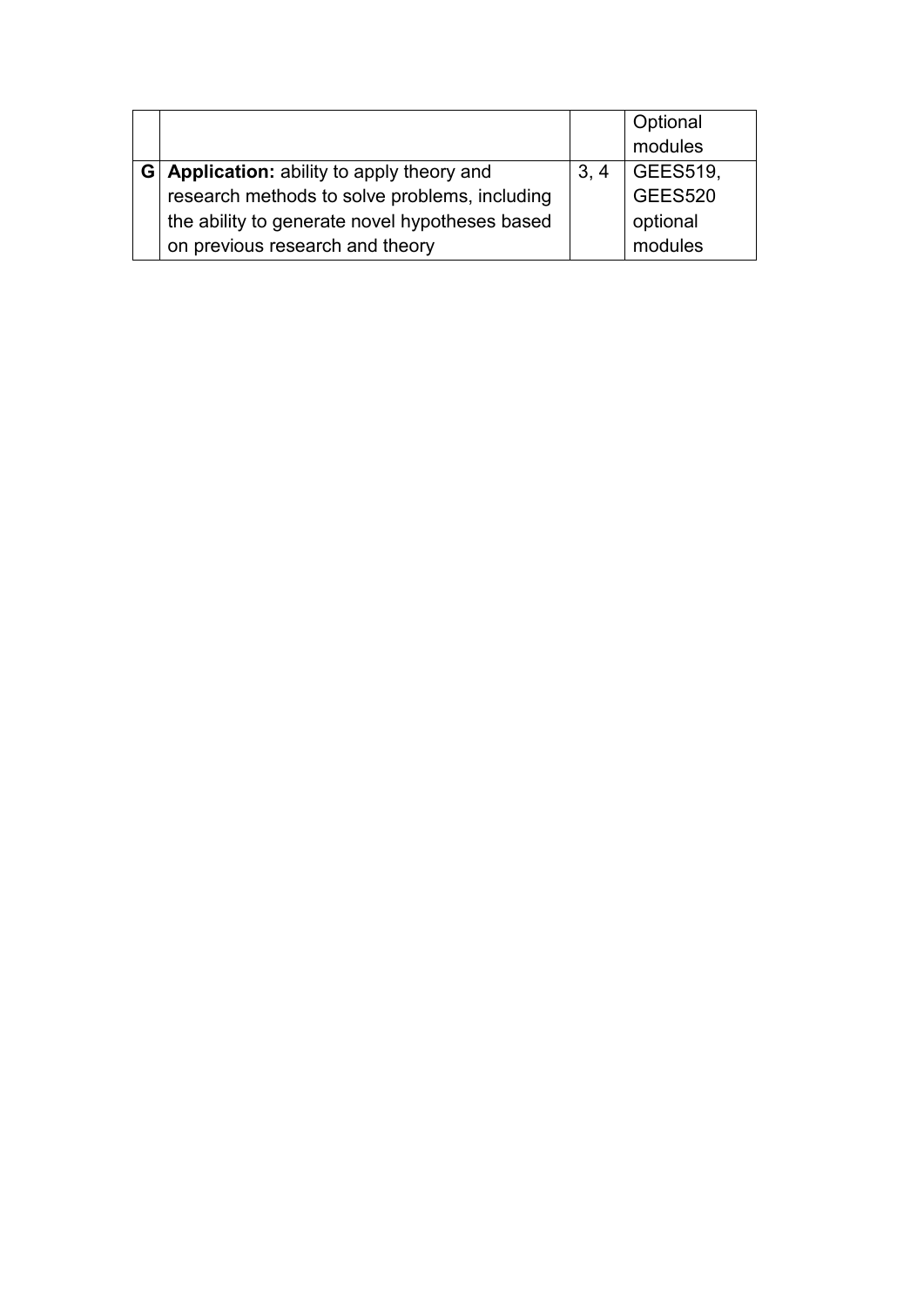| | | | |
|---|---|---|---|
| | | | Optional modules |
| G | **Application:** ability to apply theory and research methods to solve problems, including the ability to generate novel hypotheses based on previous research and theory | 3, 4 | GEES519, GEES520 optional modules |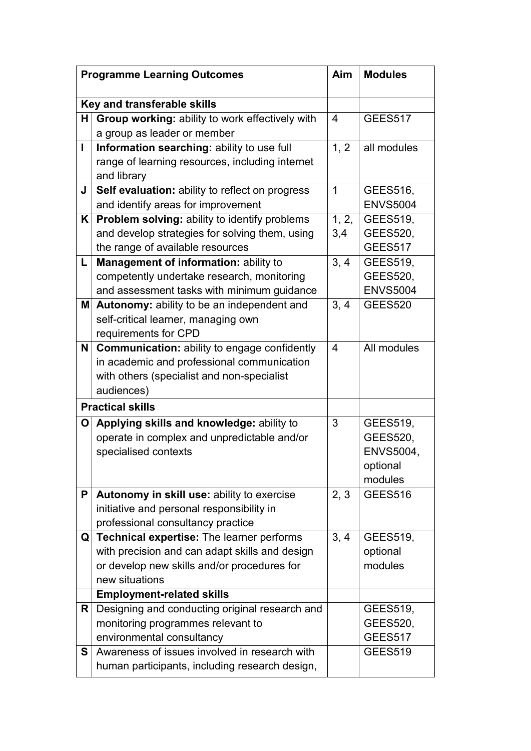| | Programme Learning Outcomes | Aim | Modules |
|---|---|---|---|
| **Key and transferable skills** | | | |
| H | **Group working:** ability to work effectively with a group as leader or member | 4 | GEES517 |
| I | **Information searching:** ability to use full range of learning resources, including internet and library | 1, 2 | all modules |
| J | **Self evaluation:** ability to reflect on progress and identify areas for improvement | 1 | GEES516, ENVS5004 |
| K | **Problem solving:** ability to identify problems and develop strategies for solving them, using the range of available resources | 1, 2, 3,4 | GEES519, GEES520, GEES517 |
| L | **Management of information:** ability to competently undertake research, monitoring and assessment tasks with minimum guidance | 3, 4 | GEES519, GEES520, ENVS5004 |
| M | **Autonomy:** ability to be an independent and self-critical learner, managing own requirements for CPD | 3, 4 | GEES520 |
| N | **Communication:** ability to engage confidently in academic and professional communication with others (specialist and non-specialist audiences) | 4 | All modules |
| **Practical skills** | | | |
| O | **Applying skills and knowledge:** ability to operate in complex and unpredictable and/or specialised contexts | 3 | GEES519, GEES520, ENVS5004, optional modules |
| P | **Autonomy in skill use:** ability to exercise initiative and personal responsibility in professional consultancy practice | 2, 3 | GEES516 |
| Q | **Technical expertise:** The learner performs with precision and can adapt skills and design or develop new skills and/or procedures for new situations | 3, 4 | GEES519, optional modules |
| | **Employment-related skills** | | |
| R | Designing and conducting original research and monitoring programmes relevant to environmental consultancy | | GEES519, GEES520, GEES517 |
| S | Awareness of issues involved in research with human participants, including research design, | | GEES519 |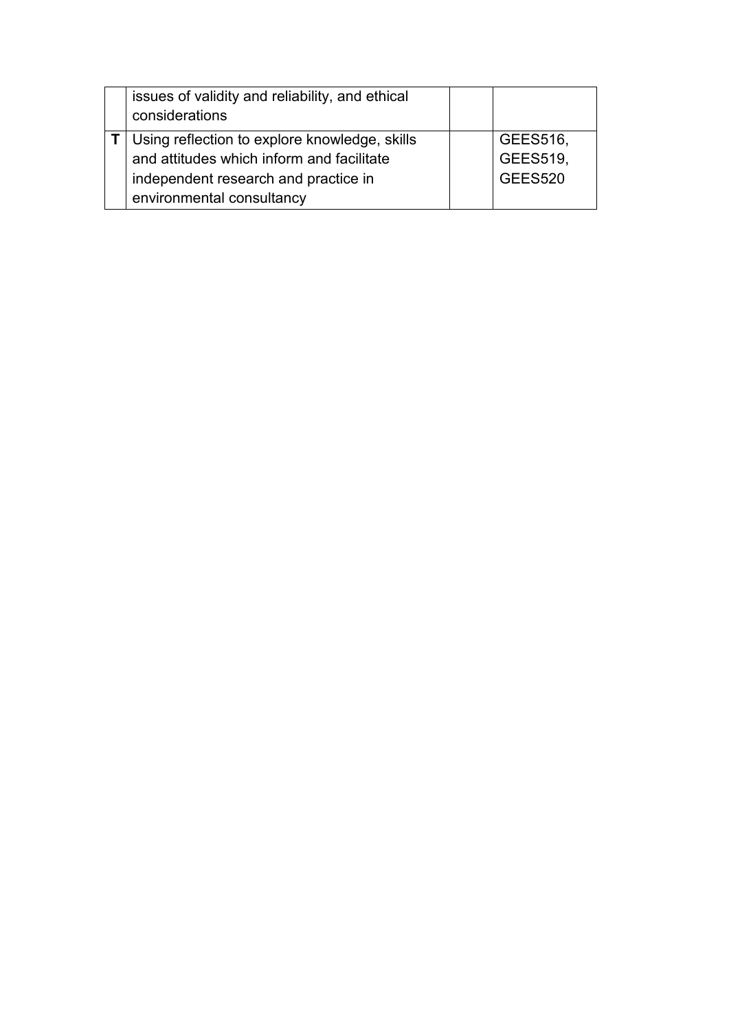| | | | |
|---|---|---|---|
| | issues of validity and reliability, and ethical considerations | | |
| **T** | Using reflection to explore knowledge, skills and attitudes which inform and facilitate independent research and practice in environmental consultancy | | GEES516, GEES519, GEES520 |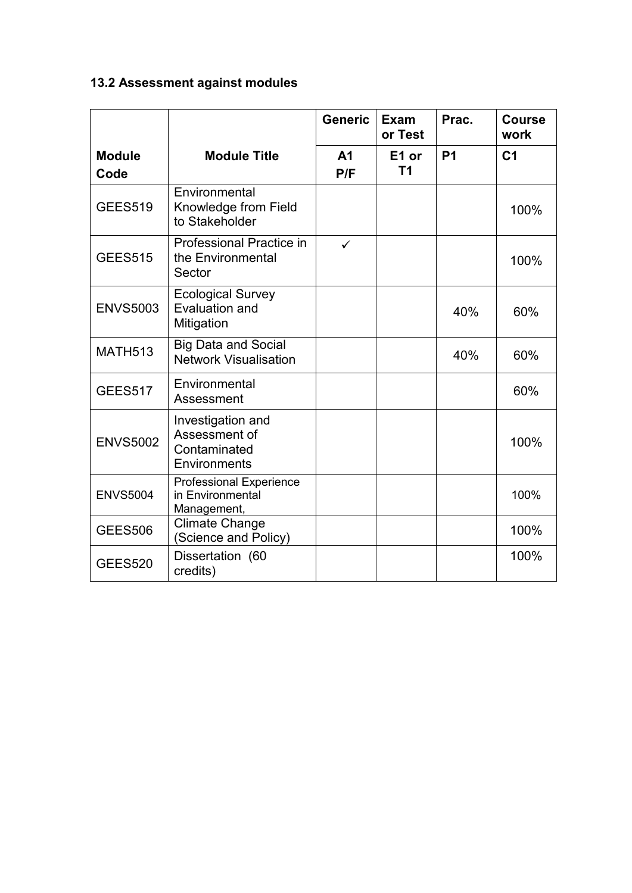### 13.2 Assessment against modules

| | | Generic | Exam or Test | Prac. | Course work |
|---|---|---|---|---|---|
| **Module Code** | **Module Title** | **A1 P/F** | **E1 or T1** | **P1** | **C1** |
| GEES519 | Environmental Knowledge from Field to Stakeholder | | | | 100% |
| GEES515 | Professional Practice in the Environmental Sector | ✓ | | | 100% |
| ENVS5003 | Ecological Survey Evaluation and Mitigation | | | 40% | 60% |
| MATH513 | Big Data and Social Network Visualisation | | | 40% | 60% |
| GEES517 | Environmental Assessment | | | | 60% |
| ENVS5002 | Investigation and Assessment of Contaminated Environments | | | | 100% |
| ENVS5004 | Professional Experience in Environmental Management, | | | | 100% |
| GEES506 | Climate Change (Science and Policy) | | | | 100% |
| GEES520 | Dissertation (60 credits) | | | | 100% |